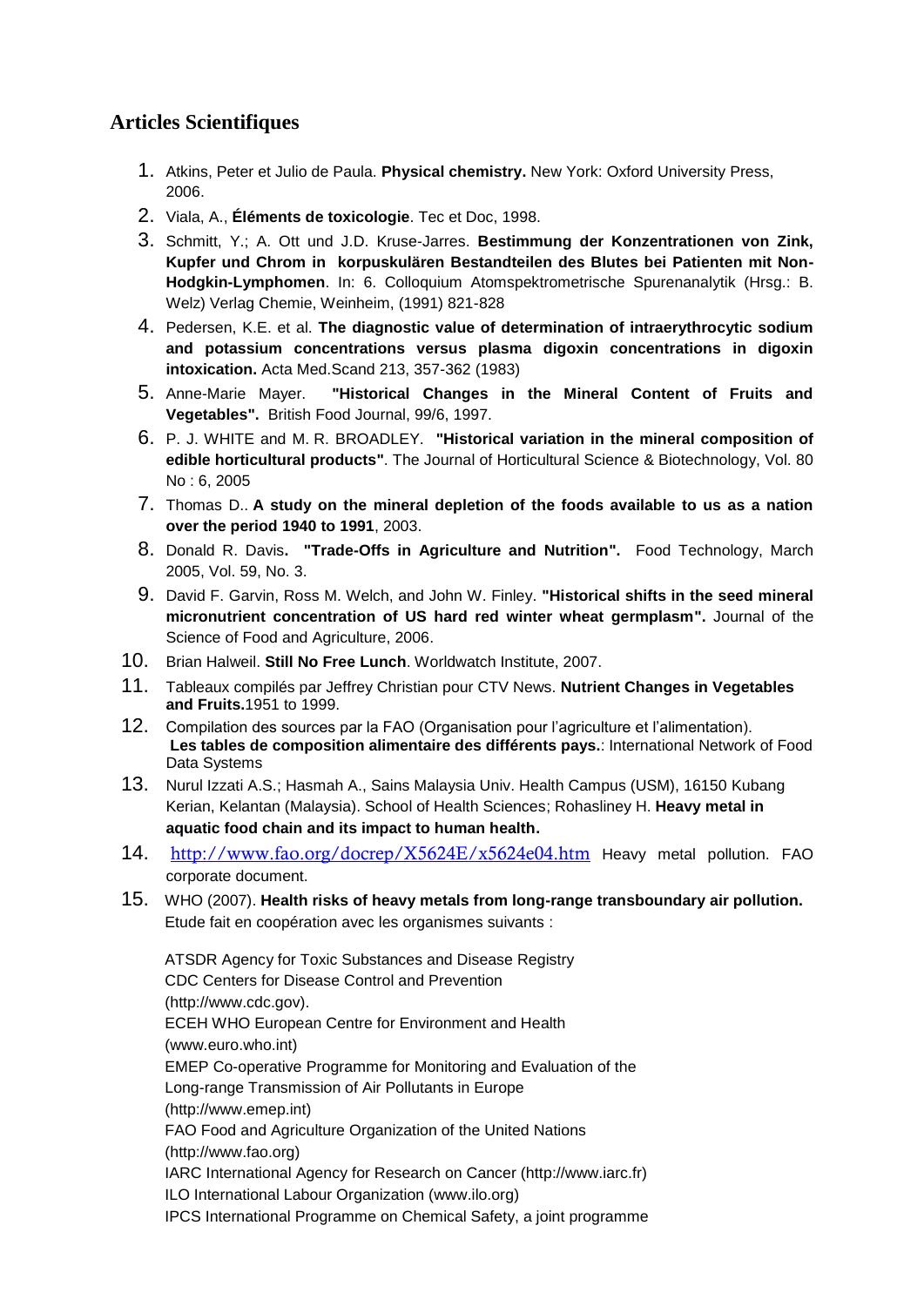## Articles Scientifiques

1. Atkins, Peter et Julio de Paula. **Physical chemistry.** New York: Oxford University Press, 2006.
2. Viala, A., **Éléments de toxicologie**. Tec et Doc, 1998.
3. Schmitt, Y.; A. Ott und J.D. Kruse-Jarres. **Bestimmung der Konzentrationen von Zink, Kupfer und Chrom in korpuskulären Bestandteilen des Blutes bei Patienten mit Non-Hodgkin-Lymphomen**. In: 6. Colloquium Atomspektrometrische Spurenanalytik (Hrsg.: B. Welz) Verlag Chemie, Weinheim, (1991) 821-828
4. Pedersen, K.E. et al. **The diagnostic value of determination of intraerythrocytic sodium and potassium concentrations versus plasma digoxin concentrations in digoxin intoxication.** Acta Med.Scand 213, 357-362 (1983)
5. Anne-Marie Mayer. **"Historical Changes in the Mineral Content of Fruits and Vegetables".** British Food Journal, 99/6, 1997.
6. P. J. WHITE and M. R. BROADLEY. **"Historical variation in the mineral composition of edible horticultural products"**. The Journal of Horticultural Science & Biotechnology, Vol. 80 No : 6, 2005
7. Thomas D.. **A study on the mineral depletion of the foods available to us as a nation over the period 1940 to 1991**, 2003.
8. Donald R. Davis**. "Trade-Offs in Agriculture and Nutrition".** Food Technology, March 2005, Vol. 59, No. 3.
9. David F. Garvin, Ross M. Welch, and John W. Finley. **"Historical shifts in the seed mineral micronutrient concentration of US hard red winter wheat germplasm".** Journal of the Science of Food and Agriculture, 2006.
10. Brian Halweil. **Still No Free Lunch**. Worldwatch Institute, 2007.
11. Tableaux compilés par Jeffrey Christian pour CTV News. **Nutrient Changes in Vegetables and Fruits.**1951 to 1999.
12. Compilation des sources par la FAO (Organisation pour l'agriculture et l'alimentation). **Les tables de composition alimentaire des différents pays.**: International Network of Food Data Systems
13. Nurul Izzati A.S.; Hasmah A., Sains Malaysia Univ. Health Campus (USM), 16150 Kubang Kerian, Kelantan (Malaysia). School of Health Sciences; Rohasliney H. **Heavy metal in aquatic food chain and its impact to human health.**
14. http://www.fao.org/docrep/X5624E/x5624e04.htm Heavy metal pollution. FAO corporate document.
15. WHO (2007). **Health risks of heavy metals from long-range transboundary air pollution.** Etude fait en coopération avec les organismes suivants :

    ATSDR Agency for Toxic Substances and Disease Registry
    CDC Centers for Disease Control and Prevention
    (http://www.cdc.gov).
    ECEH WHO European Centre for Environment and Health
    (www.euro.who.int)
    EMEP Co-operative Programme for Monitoring and Evaluation of the
    Long-range Transmission of Air Pollutants in Europe
    (http://www.emep.int)
    FAO Food and Agriculture Organization of the United Nations
    (http://www.fao.org)
    IARC International Agency for Research on Cancer (http://www.iarc.fr)
    ILO International Labour Organization (www.ilo.org)
    IPCS International Programme on Chemical Safety, a joint programme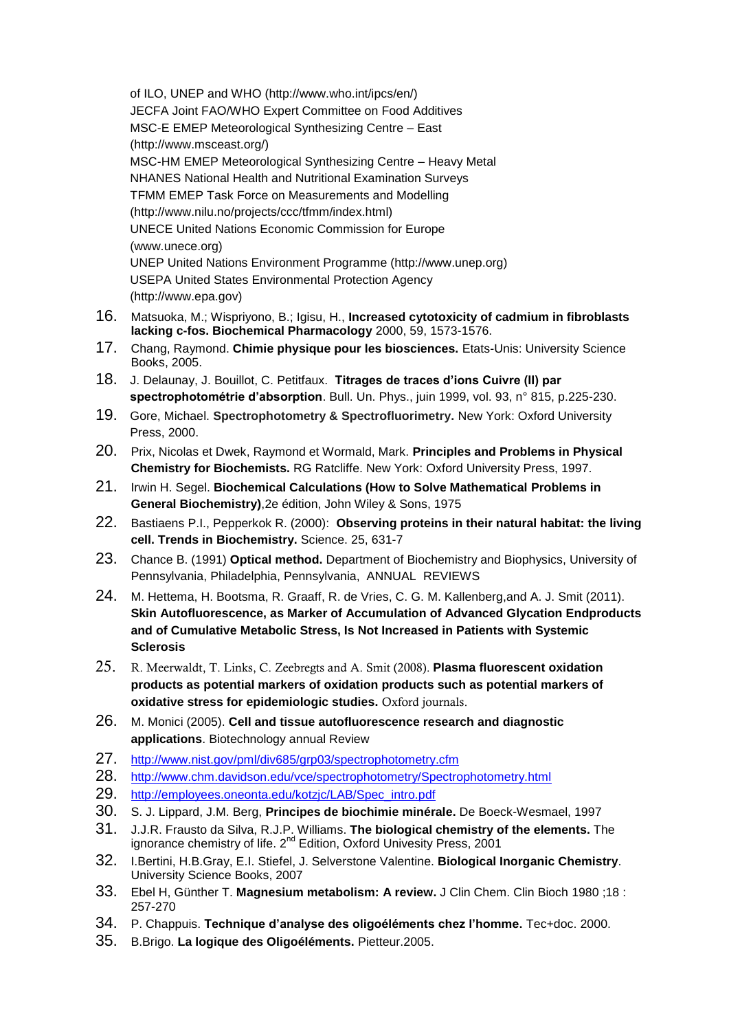of ILO, UNEP and WHO (http://www.who.int/ipcs/en/)
JECFA Joint FAO/WHO Expert Committee on Food Additives
MSC-E EMEP Meteorological Synthesizing Centre – East
(http://www.msceast.org/)
MSC-HM EMEP Meteorological Synthesizing Centre – Heavy Metal
NHANES National Health and Nutritional Examination Surveys
TFMM EMEP Task Force on Measurements and Modelling
(http://www.nilu.no/projects/ccc/tfmm/index.html)
UNECE United Nations Economic Commission for Europe
(www.unece.org)
UNEP United Nations Environment Programme (http://www.unep.org)
USEPA United States Environmental Protection Agency
(http://www.epa.gov)

16. Matsuoka, M.; Wispriyono, B.; Igisu, H., **Increased cytotoxicity of cadmium in fibroblasts lacking c-fos. Biochemical Pharmacology** 2000, 59, 1573-1576.
17. Chang, Raymond. **Chimie physique pour les biosciences.** Etats-Unis: University Science Books, 2005.
18. J. Delaunay, J. Bouillot, C. Petitfaux. **Titrages de traces d'ions Cuivre (II) par spectrophotométrie d'absorption**. Bull. Un. Phys., juin 1999, vol. 93, n° 815, p.225-230.
19. Gore, Michael. **Spectrophotometry & Spectrofluorimetry.** New York: Oxford University Press, 2000.
20. Prix, Nicolas et Dwek, Raymond et Wormald, Mark. **Principles and Problems in Physical Chemistry for Biochemists.** RG Ratcliffe. New York: Oxford University Press, 1997.
21. Irwin H. Segel. **Biochemical Calculations (How to Solve Mathematical Problems in General Biochemistry)**,2e édition, John Wiley & Sons, 1975
22. Bastiaens P.I., Pepperkok R. (2000): **Observing proteins in their natural habitat: the living cell. Trends in Biochemistry.** Science. 25, 631-7
23. Chance B. (1991) **Optical method.** Department of Biochemistry and Biophysics, University of Pennsylvania, Philadelphia, Pennsylvania, ANNUAL REVIEWS
24. M. Hettema, H. Bootsma, R. Graaff, R. de Vries, C. G. M. Kallenberg,and A. J. Smit (2011). **Skin Autofluorescence, as Marker of Accumulation of Advanced Glycation Endproducts and of Cumulative Metabolic Stress, Is Not Increased in Patients with Systemic Sclerosis**
25. R. Meerwaldt, T. Links, C. Zeebregts and A. Smit (2008). **Plasma fluorescent oxidation products as potential markers of oxidation products such as potential markers of oxidative stress for epidemiologic studies.** Oxford journals.
26. M. Monici (2005). **Cell and tissue autofluorescence research and diagnostic applications**. Biotechnology annual Review
27. http://www.nist.gov/pml/div685/grp03/spectrophotometry.cfm
28. http://www.chm.davidson.edu/vce/spectrophotometry/Spectrophotometry.html
29. http://employees.oneonta.edu/kotzjc/LAB/Spec_intro.pdf
30. S. J. Lippard, J.M. Berg, **Principes de biochimie minérale.** De Boeck-Wesmael, 1997
31. J.J.R. Frausto da Silva, R.J.P. Williams. **The biological chemistry of the elements.** The ignorance chemistry of life. 2nd Edition, Oxford Univesity Press, 2001
32. I.Bertini, H.B.Gray, E.I. Stiefel, J. Selverstone Valentine. **Biological Inorganic Chemistry**. University Science Books, 2007
33. Ebel H, Günther T. **Magnesium metabolism: A review.** J Clin Chem. Clin Bioch 1980 ;18 : 257-270
34. P. Chappuis. **Technique d'analyse des oligoéléments chez l'homme.** Tec+doc. 2000.
35. B.Brigo. **La logique des Oligoéléments.** Pietteur.2005.